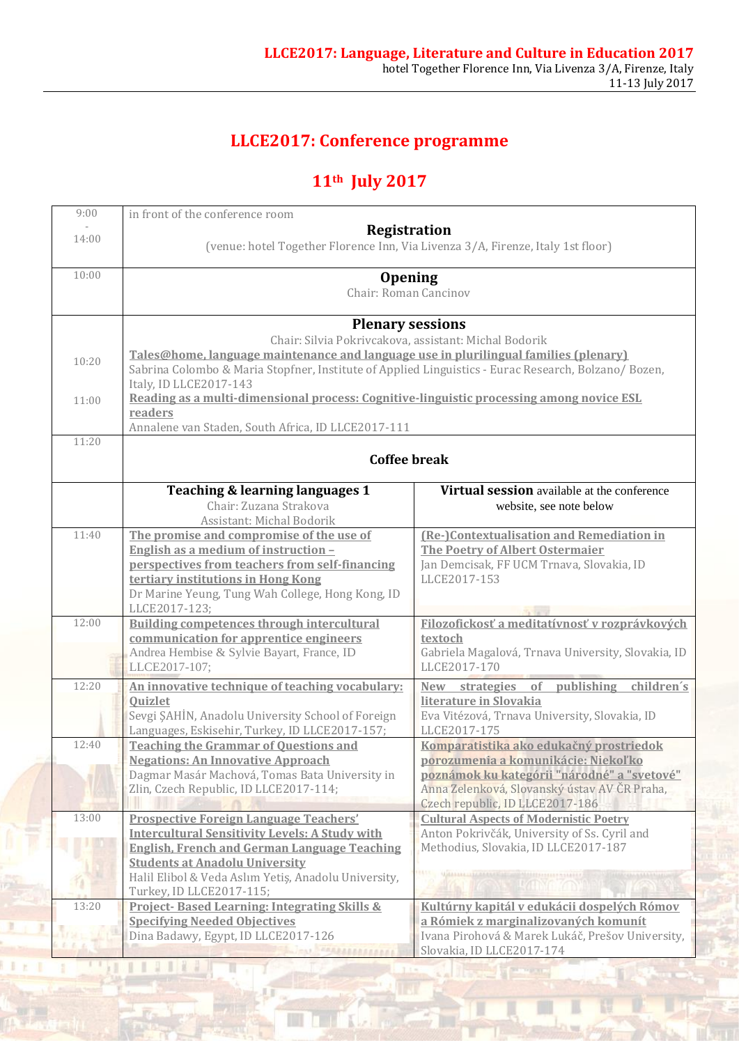**LLCE2017: Language, Literature and Culture in Education 2017**
hotel Together Florence Inn, Via Livenza 3/A, Firenze, Italy
11-13 July 2017

# LLCE2017: Conference programme

## 11th July 2017

| | | |
|---|---|---|
| 9:00 - 14:00 | in front of the conference room **Registration** (venue: hotel Together Florence Inn, Via Livenza 3/A, Firenze, Italy 1st floor) | |
| 10:00 | **Opening** Chair: Roman Cancinov | |
| | **Plenary sessions** Chair: Silvia Pokrivcakova, assistant: Michal Bodorik | |
| 10:20 | **Tales@home, language maintenance and language use in plurilingual families (plenary)** Sabrina Colombo & Maria Stopfner, Institute of Applied Linguistics - Eurac Research, Bolzano/ Bozen, Italy, ID LLCE2017-143 | |
| 11:00 | **Reading as a multi-dimensional process: Cognitive-linguistic processing among novice ESL readers** Annalene van Staden, South Africa, ID LLCE2017-111 | |
| 11:20 | **Coffee break** | |
| | **Teaching & learning languages 1** Chair: Zuzana Strakova Assistant: Michal Bodorik | **Virtual session** available at the conference website, see note below |
| 11:40 | **The promise and compromise of the use of English as a medium of instruction – perspectives from teachers from self-financing tertiary institutions in Hong Kong** Dr Marine Yeung, Tung Wah College, Hong Kong, ID LLCE2017-123; | **(Re-)Contextualisation and Remediation in The Poetry of Albert Ostermaier** Jan Demcisak, FF UCM Trnava, Slovakia, ID LLCE2017-153 |
| 12:00 | **Building competences through intercultural communication for apprentice engineers** Andrea Hembise & Sylvie Bayart, France, ID LLCE2017-107; | **Filozofickosť a meditatívnosť v rozprávkových textoch** Gabriela Magalová, Trnava University, Slovakia, ID LLCE2017-170 |
| 12:20 | **An innovative technique of teaching vocabulary: Quizlet** Sevgi ŞAHİN, Anadolu University School of Foreign Languages, Eskisehir, Turkey, ID LLCE2017-157; | **New strategies of publishing children´s literature in Slovakia** Eva Vitézová, Trnava University, Slovakia, ID LLCE2017-175 |
| 12:40 | **Teaching the Grammar of Questions and Negations: An Innovative Approach** Dagmar Masár Machová, Tomas Bata University in Zlin, Czech Republic, ID LLCE2017-114; | **Komparatistika ako edukačný prostriedok porozumenia a komunikácie: Niekoľko poznámok ku kategórii "národné" a "svetové"** Anna Zelenková, Slovanský ústav AV ČR Praha, Czech republic, ID LLCE2017-186 |
| 13:00 | **Prospective Foreign Language Teachers' Intercultural Sensitivity Levels: A Study with English, French and German Language Teaching Students at Anadolu University** Halil Elibol & Veda Aslım Yetiş, Anadolu University, Turkey, ID LLCE2017-115; | **Cultural Aspects of Modernistic Poetry** Anton Pokrivčák, University of Ss. Cyril and Methodius, Slovakia, ID LLCE2017-187 |
| 13:20 | **Project- Based Learning: Integrating Skills & Specifying Needed Objectives** Dina Badawy, Egypt, ID LLCE2017-126 | **Kultúrny kapitál v edukácii dospelých Rómov a Rómiek z marginalizovaných komunít** Ivana Pirohová & Marek Lukáč, Prešov University, Slovakia, ID LLCE2017-174 |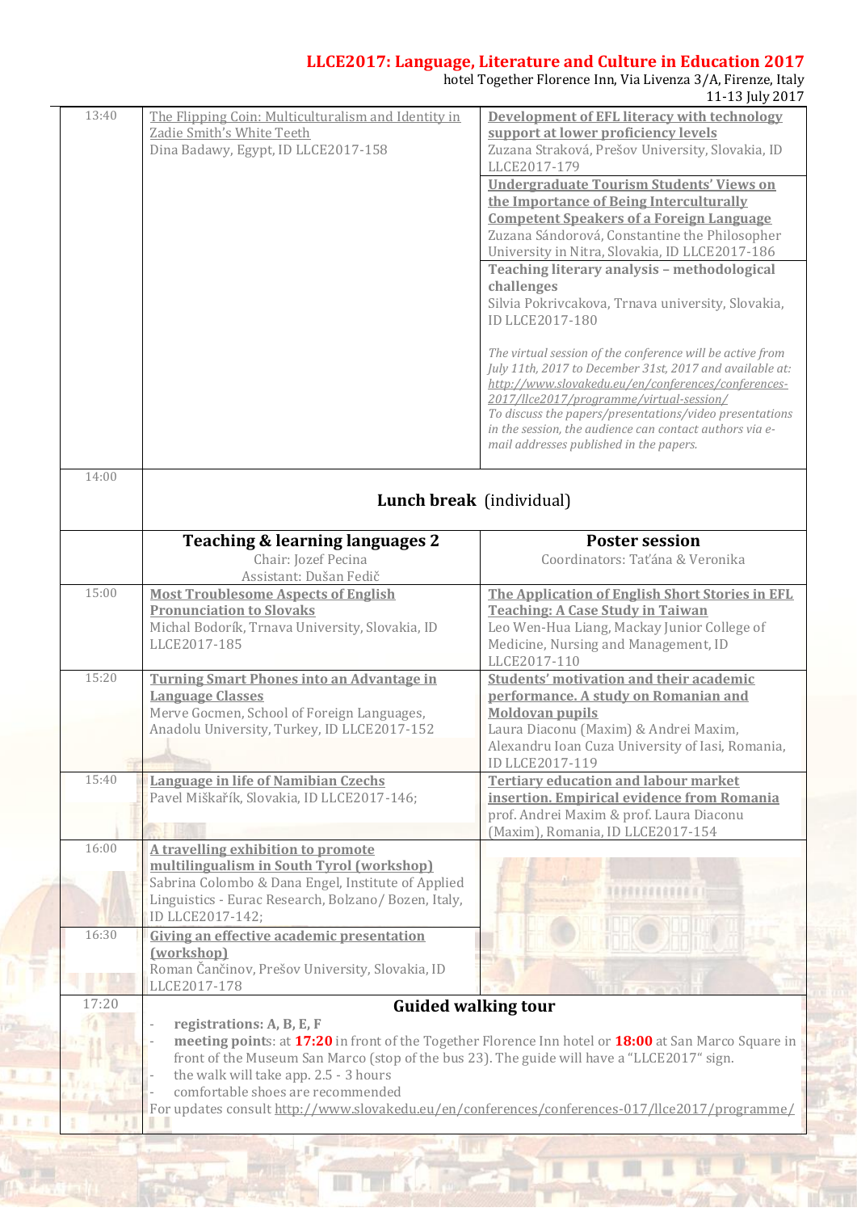| | | |
|---|---|---|
| 13:40 | The Flipping Coin: Multiculturalism and Identity in Zadie Smith's White Teeth<br>Dina Badawy, Egypt, ID LLCE2017-158 | **Development of EFL literacy with technology support at lower proficiency levels**<br>Zuzana Straková, Prešov University, Slovakia, ID LLCE2017-179 |
| | | **Undergraduate Tourism Students' Views on the Importance of Being Interculturally Competent Speakers of a Foreign Language**<br>Zuzana Sándorová, Constantine the Philosopher University in Nitra, Slovakia, ID LLCE2017-186 |
| | | **Teaching literary analysis – methodological challenges**<br>Silvia Pokrivcakova, Trnava university, Slovakia, ID LLCE2017-180<br><br>*The virtual session of the conference will be active from July 11th, 2017 to December 31st, 2017 and available at: http://www.slovakedu.eu/en/conferences/conferences-2017/llce2017/programme/virtual-session/*<br>*To discuss the papers/presentations/video presentations in the session, the audience can contact authors via e-mail addresses published in the papers.* |
| 14:00 | **Lunch break** (individual) | |
| | **Teaching & learning languages 2**<br>Chair: Jozef Pecina<br>Assistant: Dušan Fedič | **Poster session**<br>Coordinators: Taťána & Veronika |
| 15:00 | **Most Troublesome Aspects of English Pronunciation to Slovaks**<br>Michal Bodorík, Trnava University, Slovakia, ID LLCE2017-185 | **The Application of English Short Stories in EFL Teaching: A Case Study in Taiwan**<br>Leo Wen-Hua Liang, Mackay Junior College of Medicine, Nursing and Management, ID LLCE2017-110 |
| 15:20 | **Turning Smart Phones into an Advantage in Language Classes**<br>Merve Gocmen, School of Foreign Languages, Anadolu University, Turkey, ID LLCE2017-152 | **Students' motivation and their academic performance. A study on Romanian and Moldovan pupils**<br>Laura Diaconu (Maxim) & Andrei Maxim, Alexandru Ioan Cuza University of Iasi, Romania, ID LLCE2017-119 |
| 15:40 | **Language in life of Namibian Czechs**<br>Pavel Miškařík, Slovakia, ID LLCE2017-146; | **Tertiary education and labour market insertion. Empirical evidence from Romania**<br>prof. Andrei Maxim & prof. Laura Diaconu (Maxim), Romania, ID LLCE2017-154 |
| 16:00 | **A travelling exhibition to promote multilingualism in South Tyrol (workshop)**<br>Sabrina Colombo & Dana Engel, Institute of Applied Linguistics - Eurac Research, Bolzano/ Bozen, Italy, ID LLCE2017-142; | |
| 16:30 | **Giving an effective academic presentation (workshop)**<br>Roman Čančinov, Prešov University, Slovakia, ID LLCE2017-178 | |
| 17:20 | **Guided walking tour**<br>- **registrations: A, B, E, F**<br>- **meeting points**: at **17:20** in front of the Together Florence Inn hotel or **18:00** at San Marco Square in front of the Museum San Marco (stop of the bus 23). The guide will have a "LLCE2017" sign.<br>- the walk will take app. 2.5 - 3 hours<br>- comfortable shoes are recommended<br>For updates consult http://www.slovakedu.eu/en/conferences/conferences-017/llce2017/programme/ | |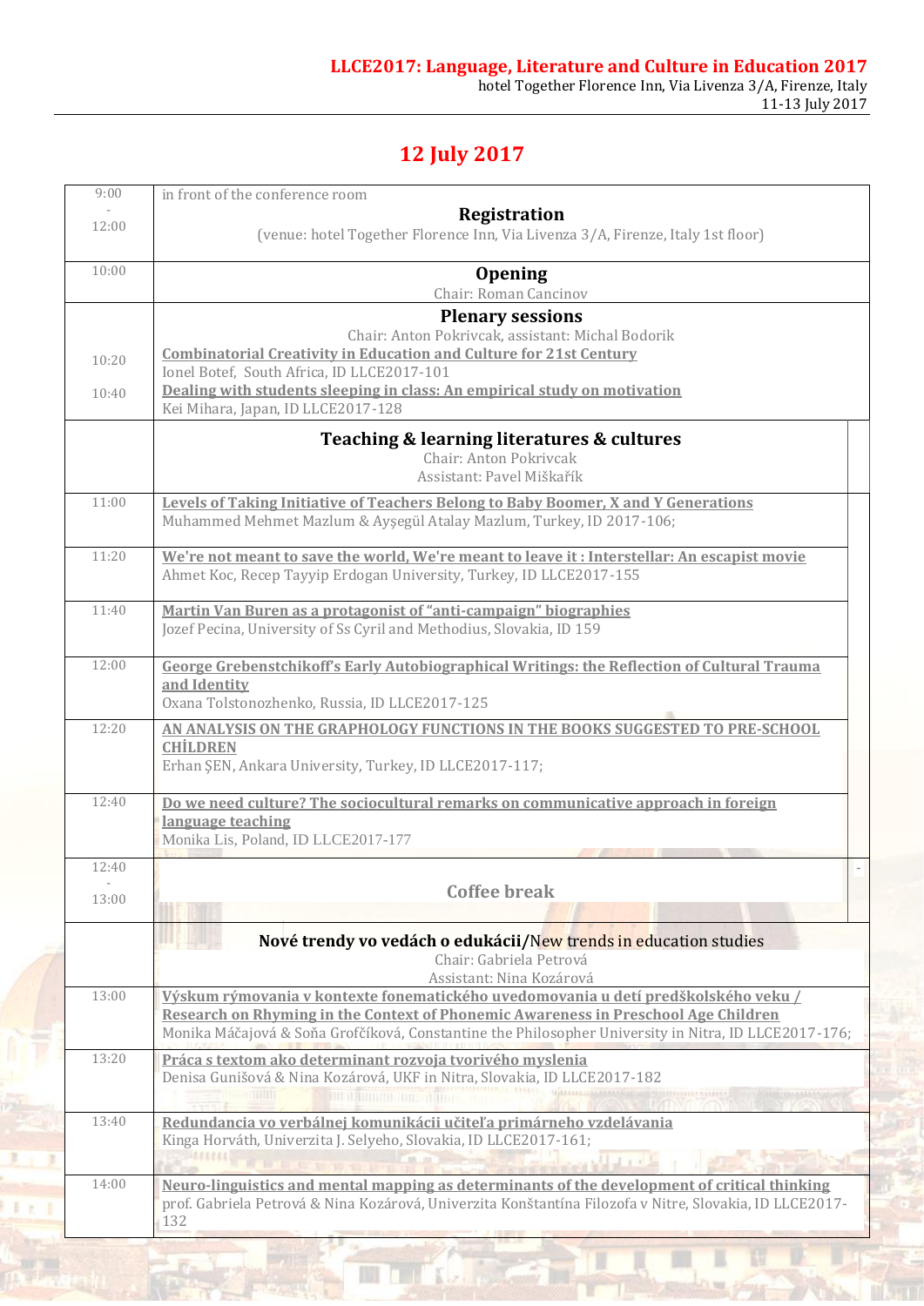**LLCE2017: Language, Literature and Culture in Education 2017**
hotel Together Florence Inn, Via Livenza 3/A, Firenze, Italy
11-13 July 2017

# 12 July 2017

| Time | Program |
|---|---|
| 9:00 - 12:00 | in front of the conference room<br>**Registration**<br>(venue: hotel Together Florence Inn, Via Livenza 3/A, Firenze, Italy 1st floor) |
| 10:00 | **Opening**<br>Chair: Roman Cancinov |
| | **Plenary sessions**<br>Chair: Anton Pokrivcak, assistant: Michal Bodorik |
| 10:20 | **Combinatorial Creativity in Education and Culture for 21st Century**<br>Ionel Botef, South Africa, ID LLCE2017-101 |
| 10:40 | **Dealing with students sleeping in class: An empirical study on motivation**<br>Kei Mihara, Japan, ID LLCE2017-128 |
| | **Teaching & learning literatures & cultures**<br>Chair: Anton Pokrivcak<br>Assistant: Pavel Miškařík |
| 11:00 | **Levels of Taking Initiative of Teachers Belong to Baby Boomer, X and Y Generations**<br>Muhammed Mehmet Mazlum & Ayşegül Atalay Mazlum, Turkey, ID 2017-106; |
| 11:20 | **We're not meant to save the world, We're meant to leave it : Interstellar: An escapist movie**<br>Ahmet Koc, Recep Tayyip Erdogan University, Turkey, ID LLCE2017-155 |
| 11:40 | **Martin Van Buren as a protagonist of "anti-campaign" biographies**<br>Jozef Pecina, University of Ss Cyril and Methodius, Slovakia, ID 159 |
| 12:00 | **George Grebenstchikoff's Early Autobiographical Writings: the Reflection of Cultural Trauma and Identity**<br>Oxana Tolstonozhenko, Russia, ID LLCE2017-125 |
| 12:20 | **AN ANALYSIS ON THE GRAPHOLOGY FUNCTIONS IN THE BOOKS SUGGESTED TO PRE-SCHOOL CHİLDREN**<br>Erhan ŞEN, Ankara University, Turkey, ID LLCE2017-117; |
| 12:40 | **Do we need culture? The sociocultural remarks on communicative approach in foreign language teaching**<br>Monika Lis, Poland, ID LLCE2017-177 |
| 12:40 - 13:00 | **Coffee break** |
| | **Nové trendy vo vedách o edukácii/**New trends in education studies<br>Chair: Gabriela Petrová<br>Assistant: Nina Kozárová |
| 13:00 | **Výskum rýmovania v kontexte fonematického uvedomovania u detí predškolského veku / Research on Rhyming in the Context of Phonemic Awareness in Preschool Age Children**<br>Monika Máčajová & Soňa Grofčíková, Constantine the Philosopher University in Nitra, ID LLCE2017-176; |
| 13:20 | **Práca s textom ako determinant rozvoja tvorivého myslenia**<br>Denisa Gunišová & Nina Kozárová, UKF in Nitra, Slovakia, ID LLCE2017-182 |
| 13:40 | **Redundancia vo verbálnej komunikácii učiteľa primárneho vzdelávania**<br>Kinga Horváth, Univerzita J. Selyeho, Slovakia, ID LLCE2017-161; |
| 14:00 | **Neuro-linguistics and mental mapping as determinants of the development of critical thinking**<br>prof. Gabriela Petrová & Nina Kozárová, Univerzita Konštantína Filozofa v Nitre, Slovakia, ID LLCE2017-132 |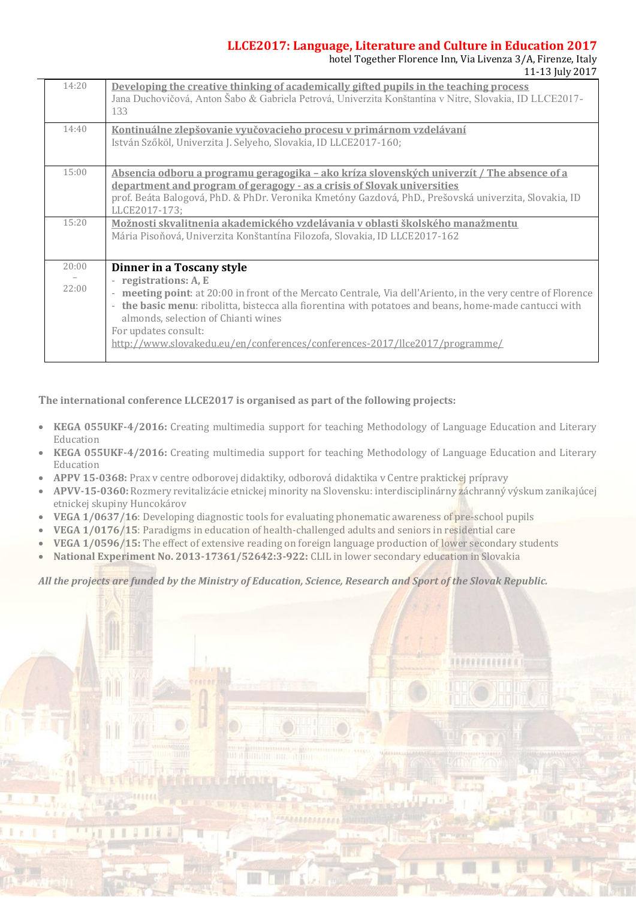| | |
|---|---|
| 14:20 | **Developing the creative thinking of academically gifted pupils in the teaching process**<br>Jana Duchovičová, Anton Šabo & Gabriela Petrová, Univerzita Konštantína v Nitre, Slovakia, ID LLCE2017-133 |
| 14:40 | **Kontinuálne zlepšovanie vyučovacieho procesu v primárnom vzdelávaní**<br>István Szőköl, Univerzita J. Selyeho, Slovakia, ID LLCE2017-160; |
| 15:00 | **Absencia odboru a programu geragogika – ako kríza slovenských univerzít / The absence of a department and program of geragogy - as a crisis of Slovak universities**<br>prof. Beáta Balogová, PhD. & PhDr. Veronika Kmetóny Gazdová, PhD., Prešovská univerzita, Slovakia, ID LLCE2017-173; |
| 15:20 | **Možnosti skvalitnenia akademického vzdelávania v oblasti školského manažmentu**<br>Mária Pisoňová, Univerzita Konštantína Filozofa, Slovakia, ID LLCE2017-162 |
| 20:00 – 22:00 | **Dinner in a Toscany style**<br>- **registrations: A, E**<br>- **meeting point**: at 20:00 in front of the Mercato Centrale, Via dell'Ariento, in the very centre of Florence<br>- **the basic menu**: ribolitta, bistecca alla fiorentina with potatoes and beans, home-made cantucci with almonds, selection of Chianti wines<br>For updates consult:<br>http://www.slovakedu.eu/en/conferences/conferences-2017/llce2017/programme/ |

**The international conference LLCE2017 is organised as part of the following projects:**

- **KEGA 055UKF-4/2016:** Creating multimedia support for teaching Methodology of Language Education and Literary Education
- **KEGA 055UKF-4/2016:** Creating multimedia support for teaching Methodology of Language Education and Literary Education
- **APPV 15-0368:** Prax v centre odborovej didaktiky, odborová didaktika v Centre praktickej prípravy
- **APVV-15-0360:** Rozmery revitalizácie etnickej minority na Slovensku: interdisciplinárny záchranný výskum zanikajúcej etnickej skupiny Huncokárov
- **VEGA 1/0637/16**: Developing diagnostic tools for evaluating phonematic awareness of pre-school pupils
- **VEGA 1/0176/15**: Paradigms in education of health-challenged adults and seniors in residential care
- **VEGA 1/0596/15:** The effect of extensive reading on foreign language production of lower secondary students
- **National Experiment No. 2013-17361/52642:3-922:** CLIL in lower secondary education in Slovakia

***All the projects are funded by the Ministry of Education, Science, Research and Sport of the Slovak Republic.***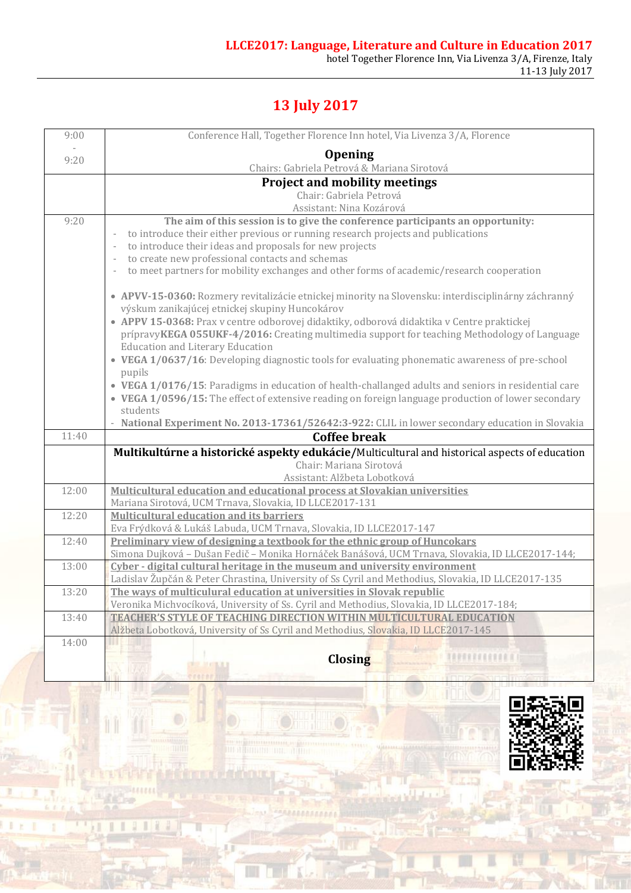# 13 July 2017

| | |
|---|---|
| 9:00 - 9:20 | Conference Hall, Together Florence Inn hotel, Via Livenza 3/A, Florence<br>**Opening**<br>Chairs: Gabriela Petrová & Mariana Sirotová |
| | **Project and mobility meetings**<br>Chair: Gabriela Petrová<br>Assistant: Nina Kozárová |
| 9:20 | **The aim of this session is to give the conference participants an opportunity:**<br>- to introduce their either previous or running research projects and publications<br>- to introduce their ideas and proposals for new projects<br>- to create new professional contacts and schemas<br>- to meet partners for mobility exchanges and other forms of academic/research cooperation<br><br>• **APVV-15-0360:** Rozmery revitalizácie etnickej minority na Slovensku: interdisciplinárny záchranný výskum zanikajúcej etnickej skupiny Huncokárov<br>• **APPV 15-0368:** Prax v centre odborovej didaktiky, odborová didaktika v Centre praktickej prípravy**KEGA 055UKF-4/2016:** Creating multimedia support for teaching Methodology of Language Education and Literary Education<br>• **VEGA 1/0637/16**: Developing diagnostic tools for evaluating phonematic awareness of pre-school pupils<br>• **VEGA 1/0176/15**: Paradigms in education of health-challanged adults and seniors in residential care<br>• **VEGA 1/0596/15:** The effect of extensive reading on foreign language production of lower secondary students<br>- **National Experiment No. 2013-17361/52642:3-922:** CLIL in lower secondary education in Slovakia |
| 11:40 | **Coffee break** |
| | **Multikultúrne a historické aspekty edukácie/**Multicultural and historical aspects of education<br>Chair: Mariana Sirotová<br>Assistant: Alžbeta Lobotková |
| 12:00 | **Multicultural education and educational process at Slovakian universities**<br>Mariana Sirotová, UCM Trnava, Slovakia, ID LLCE2017-131 |
| 12:20 | **Multicultural education and its barriers**<br>Eva Frýdková & Lukáš Labuda, UCM Trnava, Slovakia, ID LLCE2017-147 |
| 12:40 | **Preliminary view of designing a textbook for the ethnic group of Huncokars**<br>Simona Dujková – Dušan Fedič – Monika Hornáček Banášová, UCM Trnava, Slovakia, ID LLCE2017-144; |
| 13:00 | **Cyber - digital cultural heritage in the museum and university environment**<br>Ladislav Župčán & Peter Chrastina, University of Ss Cyril and Methodius, Slovakia, ID LLCE2017-135 |
| 13:20 | **The ways of multiculural education at universities in Slovak republic**<br>Veronika Michvocíková, University of Ss. Cyril and Methodius, Slovakia, ID LLCE2017-184; |
| 13:40 | **TEACHER'S STYLE OF TEACHING DIRECTION WITHIN MULTICULTURAL EDUCATION**<br>Alžbeta Lobotková, University of Ss Cyril and Methodius, Slovakia, ID LLCE2017-145 |
| 14:00 | **Closing** |